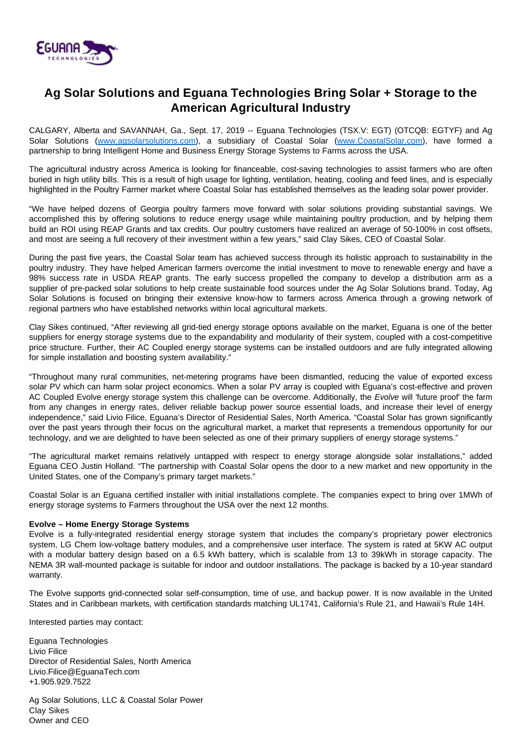# Ag Solar Solutions and Eguana Technologies Bring Solar + Storage to the American Agricultural Industry

CALGARY, Alberta and SAVANNAH, Ga., Sept. 17, 2019 -- Eguana Technologies (TSX.V: EGT) (OTCQB: EGTYF) and Ag Solar Solutions (www.agsolarsolutions.com), a subsidiary of Coastal Solar (www.CoastalSolar.com), have formed a partnership to bring Intelligent Home and Business Energy Storage Systems to Farms across the USA.

The agricultural industry across America is looking for financeable, cost-saving technologies to assist farmers who are often buried in high utility bills. This is a result of high usage for lighting, ventilation, heating, cooling and feed lines, and is especially highlighted in the Poultry Farmer market where Coastal Solar has established themselves as the leading solar power provider.

"We have helped dozens of Georgia poultry farmers move forward with solar solutions providing substantial savings. We accomplished this by offering solutions to reduce energy usage while maintaining poultry production, and by helping them build an ROI using REAP Grants and tax credits. Our poultry customers have realized an average of 50-100% in cost offsets, and most are seeing a full recovery of their investment within a few years," said Clay Sikes, CEO of Coastal Solar.

During the past five years, the Coastal Solar team has achieved success through its holistic approach to sustainability in the poultry industry. They have helped American farmers overcome the initial investment to move to renewable energy and have a 98% success rate in USDA REAP grants. The early success propelled the company to develop a distribution arm as a supplier of pre-packed solar solutions to help create sustainable food sources under the Ag Solar Solutions brand. Today, Ag Solar Solutions is focused on bringing their extensive know-how to farmers across America through a growing network of regional partners who have established networks within local agricultural markets.

Clay Sikes continued, "After reviewing all grid-tied energy storage options available on the market, Eguana is one of the better suppliers for energy storage systems due to the expandability and modularity of their system, coupled with a cost-competitive price structure. Further, their AC Coupled energy storage systems can be installed outdoors and are fully integrated allowing for simple installation and boosting system availability."

"Throughout many rural communities, net-metering programs have been dismantled, reducing the value of exported excess solar PV which can harm solar project economics. When a solar PV array is coupled with Eguana's cost-effective and proven AC Coupled Evolve energy storage system this challenge can be overcome. Additionally, the *Evolve* will 'future proof' the farm from any changes in energy rates, deliver reliable backup power source essential loads, and increase their level of energy independence," said Livio Filice, Eguana's Director of Residential Sales, North America. "Coastal Solar has grown significantly over the past years through their focus on the agricultural market, a market that represents a tremendous opportunity for our technology, and we are delighted to have been selected as one of their primary suppliers of energy storage systems."

"The agricultural market remains relatively untapped with respect to energy storage alongside solar installations," added Eguana CEO Justin Holland. "The partnership with Coastal Solar opens the door to a new market and new opportunity in the United States, one of the Company's primary target markets."

Coastal Solar is an Eguana certified installer with initial installations complete. The companies expect to bring over 1MWh of energy storage systems to Farmers throughout the USA over the next 12 months.

**Evolve – Home Energy Storage Systems**

Evolve is a fully-integrated residential energy storage system that includes the company's proprietary power electronics system, LG Chem low-voltage battery modules, and a comprehensive user interface. The system is rated at 5KW AC output with a modular battery design based on a 6.5 kWh battery, which is scalable from 13 to 39kWh in storage capacity. The NEMA 3R wall-mounted package is suitable for indoor and outdoor installations. The package is backed by a 10-year standard warranty.

The Evolve supports grid-connected solar self-consumption, time of use, and backup power. It is now available in the United States and in Caribbean markets, with certification standards matching UL1741, California's Rule 21, and Hawaii's Rule 14H.

Interested parties may contact:

Eguana Technologies
Livio Filice
Director of Residential Sales, North America
Livio.Filice@EguanaTech.com
+1.905.929.7522

Ag Solar Solutions, LLC & Coastal Solar Power
Clay Sikes
Owner and CEO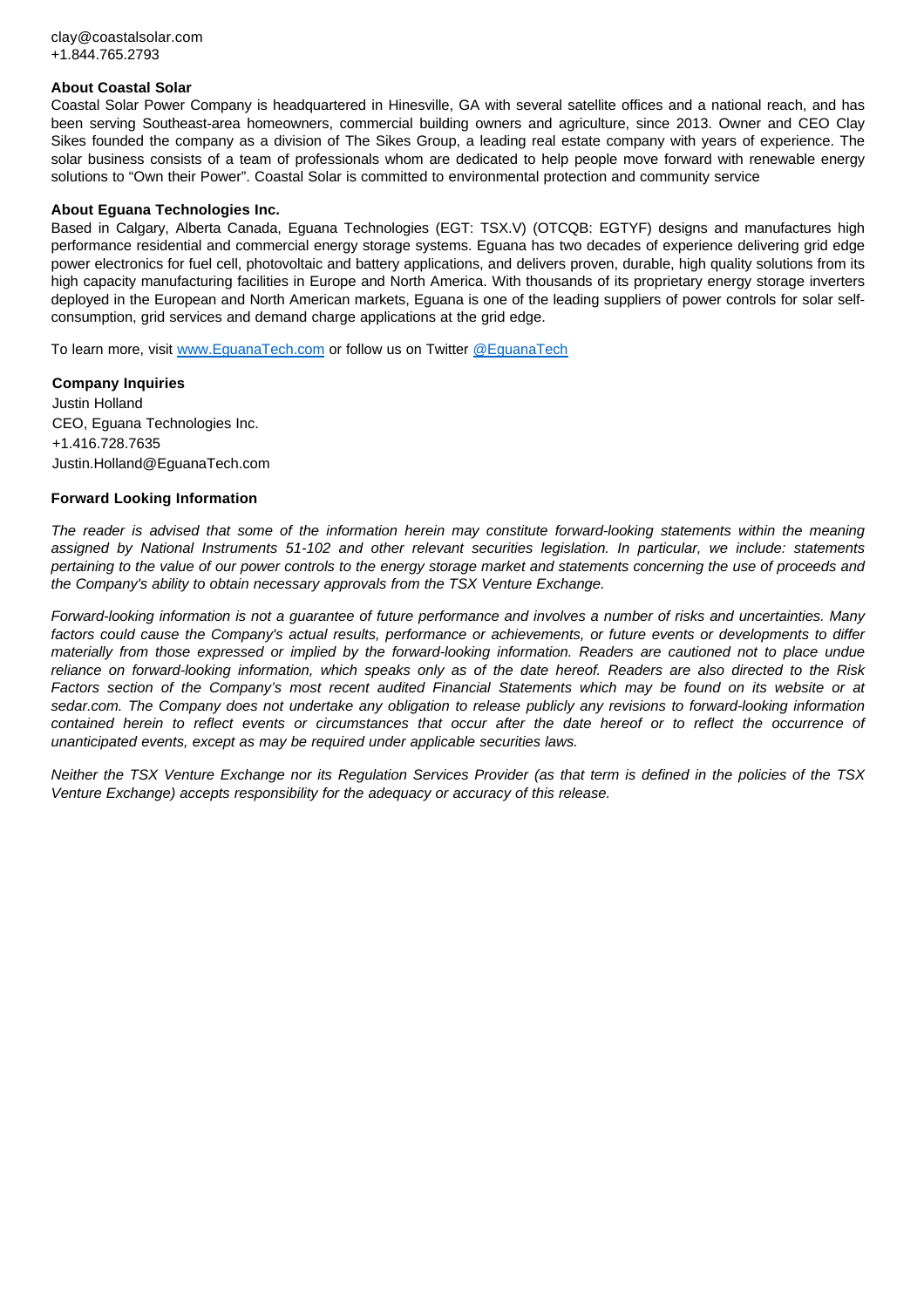clay@coastalsolar.com
+1.844.765.2793

**About Coastal Solar**

Coastal Solar Power Company is headquartered in Hinesville, GA with several satellite offices and a national reach, and has been serving Southeast-area homeowners, commercial building owners and agriculture, since 2013. Owner and CEO Clay Sikes founded the company as a division of The Sikes Group, a leading real estate company with years of experience. The solar business consists of a team of professionals whom are dedicated to help people move forward with renewable energy solutions to "Own their Power". Coastal Solar is committed to environmental protection and community service

**About Eguana Technologies Inc.**

Based in Calgary, Alberta Canada, Eguana Technologies (EGT: TSX.V) (OTCQB: EGTYF) designs and manufactures high performance residential and commercial energy storage systems. Eguana has two decades of experience delivering grid edge power electronics for fuel cell, photovoltaic and battery applications, and delivers proven, durable, high quality solutions from its high capacity manufacturing facilities in Europe and North America. With thousands of its proprietary energy storage inverters deployed in the European and North American markets, Eguana is one of the leading suppliers of power controls for solar self-consumption, grid services and demand charge applications at the grid edge.

To learn more, visit [www.EguanaTech.com](http://www.EguanaTech.com) or follow us on Twitter [@EguanaTech](https://twitter.com/EguanaTech)

**Company Inquiries**
Justin Holland
CEO, Eguana Technologies Inc.
+1.416.728.7635
Justin.Holland@EguanaTech.com

**Forward Looking Information**

*The reader is advised that some of the information herein may constitute forward-looking statements within the meaning assigned by National Instruments 51-102 and other relevant securities legislation. In particular, we include: statements pertaining to the value of our power controls to the energy storage market and statements concerning the use of proceeds and the Company's ability to obtain necessary approvals from the TSX Venture Exchange.*

*Forward-looking information is not a guarantee of future performance and involves a number of risks and uncertainties. Many factors could cause the Company's actual results, performance or achievements, or future events or developments to differ materially from those expressed or implied by the forward-looking information. Readers are cautioned not to place undue reliance on forward-looking information, which speaks only as of the date hereof. Readers are also directed to the Risk Factors section of the Company's most recent audited Financial Statements which may be found on its website or at sedar.com. The Company does not undertake any obligation to release publicly any revisions to forward-looking information contained herein to reflect events or circumstances that occur after the date hereof or to reflect the occurrence of unanticipated events, except as may be required under applicable securities laws.*

*Neither the TSX Venture Exchange nor its Regulation Services Provider (as that term is defined in the policies of the TSX Venture Exchange) accepts responsibility for the adequacy or accuracy of this release.*